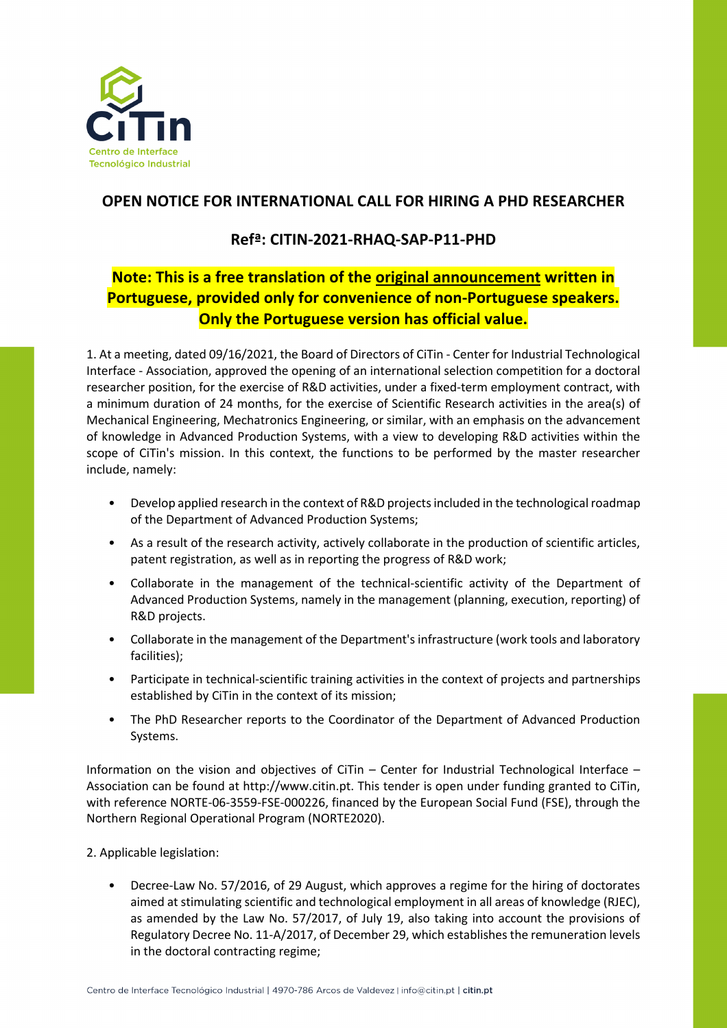# OPEN NOTICE FOR INTERNATIONAL CALL FOR HIRING A PHD RESEARCHER

## Refª: CITIN-2021-RHAQ-SAP-P11-PHD

**Note: This is a free translation of the original announcement written in Portuguese, provided only for convenience of non-Portuguese speakers. Only the Portuguese version has official value.**

1. At a meeting, dated 09/16/2021, the Board of Directors of CiTin - Center for Industrial Technological Interface - Association, approved the opening of an international selection competition for a doctoral researcher position, for the exercise of R&D activities, under a fixed-term employment contract, with a minimum duration of 24 months, for the exercise of Scientific Research activities in the area(s) of Mechanical Engineering, Mechatronics Engineering, or similar, with an emphasis on the advancement of knowledge in Advanced Production Systems, with a view to developing R&D activities within the scope of CiTin's mission. In this context, the functions to be performed by the master researcher include, namely:

- Develop applied research in the context of R&D projects included in the technological roadmap of the Department of Advanced Production Systems;
- As a result of the research activity, actively collaborate in the production of scientific articles, patent registration, as well as in reporting the progress of R&D work;
- Collaborate in the management of the technical-scientific activity of the Department of Advanced Production Systems, namely in the management (planning, execution, reporting) of R&D projects.
- Collaborate in the management of the Department's infrastructure (work tools and laboratory facilities);
- Participate in technical-scientific training activities in the context of projects and partnerships established by CiTin in the context of its mission;
- The PhD Researcher reports to the Coordinator of the Department of Advanced Production Systems.

Information on the vision and objectives of CiTin – Center for Industrial Technological Interface – Association can be found at http://www.citin.pt. This tender is open under funding granted to CiTin, with reference NORTE-06-3559-FSE-000226, financed by the European Social Fund (FSE), through the Northern Regional Operational Program (NORTE2020).

2. Applicable legislation:

- Decree-Law No. 57/2016, of 29 August, which approves a regime for the hiring of doctorates aimed at stimulating scientific and technological employment in all areas of knowledge (RJEC), as amended by the Law No. 57/2017, of July 19, also taking into account the provisions of Regulatory Decree No. 11-A/2017, of December 29, which establishes the remuneration levels in the doctoral contracting regime;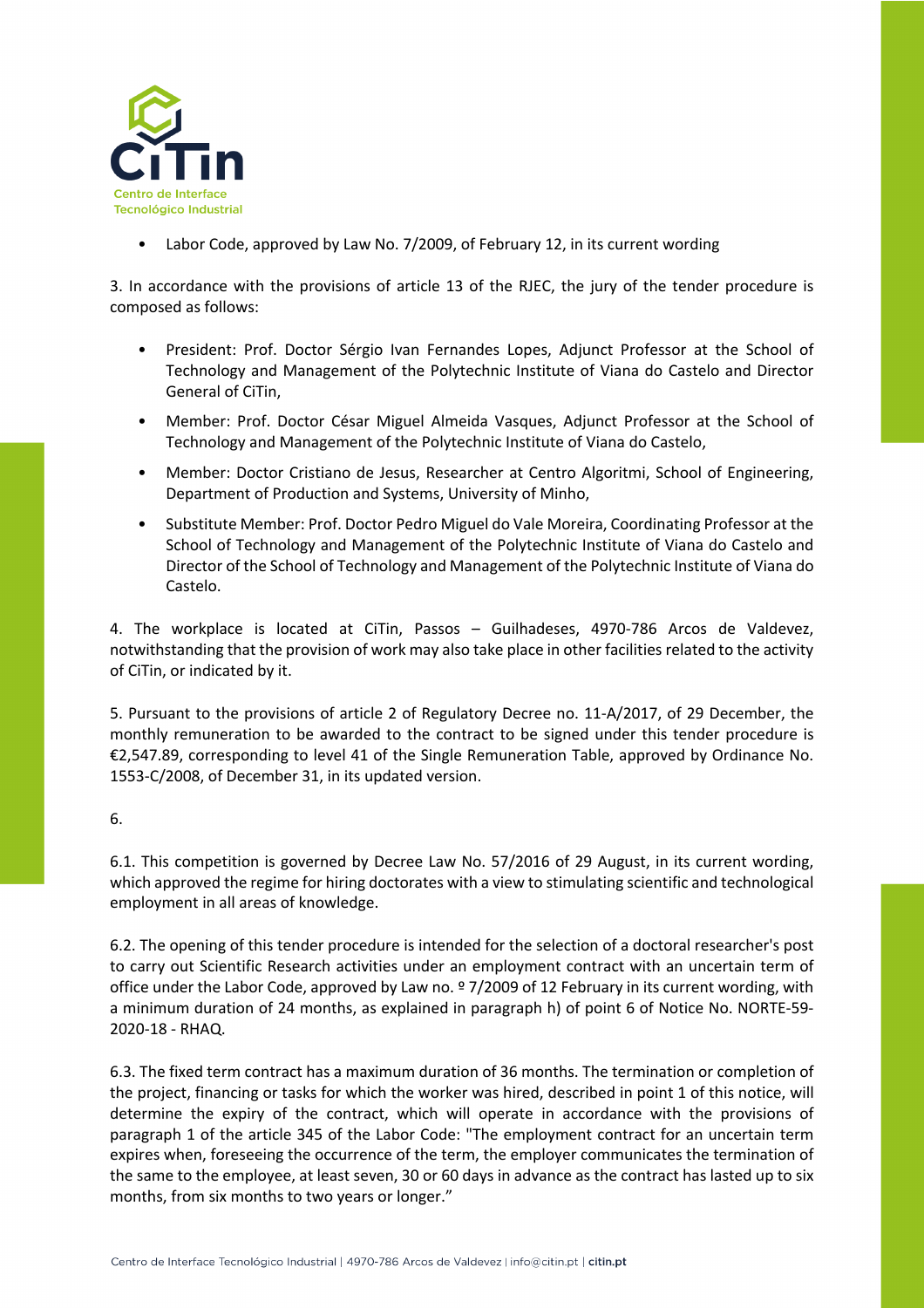- Labor Code, approved by Law No. 7/2009, of February 12, in its current wording

3. In accordance with the provisions of article 13 of the RJEC, the jury of the tender procedure is composed as follows:

- President: Prof. Doctor Sérgio Ivan Fernandes Lopes, Adjunct Professor at the School of Technology and Management of the Polytechnic Institute of Viana do Castelo and Director General of CiTin,
- Member: Prof. Doctor César Miguel Almeida Vasques, Adjunct Professor at the School of Technology and Management of the Polytechnic Institute of Viana do Castelo,
- Member: Doctor Cristiano de Jesus, Researcher at Centro Algoritmi, School of Engineering, Department of Production and Systems, University of Minho,
- Substitute Member: Prof. Doctor Pedro Miguel do Vale Moreira, Coordinating Professor at the School of Technology and Management of the Polytechnic Institute of Viana do Castelo and Director of the School of Technology and Management of the Polytechnic Institute of Viana do Castelo.

4. The workplace is located at CiTin, Passos – Guilhadeses, 4970-786 Arcos de Valdevez, notwithstanding that the provision of work may also take place in other facilities related to the activity of CiTin, or indicated by it.

5. Pursuant to the provisions of article 2 of Regulatory Decree no. 11-A/2017, of 29 December, the monthly remuneration to be awarded to the contract to be signed under this tender procedure is €2,547.89, corresponding to level 41 of the Single Remuneration Table, approved by Ordinance No. 1553-C/2008, of December 31, in its updated version.

6.

6.1. This competition is governed by Decree Law No. 57/2016 of 29 August, in its current wording, which approved the regime for hiring doctorates with a view to stimulating scientific and technological employment in all areas of knowledge.

6.2. The opening of this tender procedure is intended for the selection of a doctoral researcher's post to carry out Scientific Research activities under an employment contract with an uncertain term of office under the Labor Code, approved by Law no. º 7/2009 of 12 February in its current wording, with a minimum duration of 24 months, as explained in paragraph h) of point 6 of Notice No. NORTE-59-2020-18 - RHAQ.

6.3. The fixed term contract has a maximum duration of 36 months. The termination or completion of the project, financing or tasks for which the worker was hired, described in point 1 of this notice, will determine the expiry of the contract, which will operate in accordance with the provisions of paragraph 1 of the article 345 of the Labor Code: "The employment contract for an uncertain term expires when, foreseeing the occurrence of the term, the employer communicates the termination of the same to the employee, at least seven, 30 or 60 days in advance as the contract has lasted up to six months, from six months to two years or longer."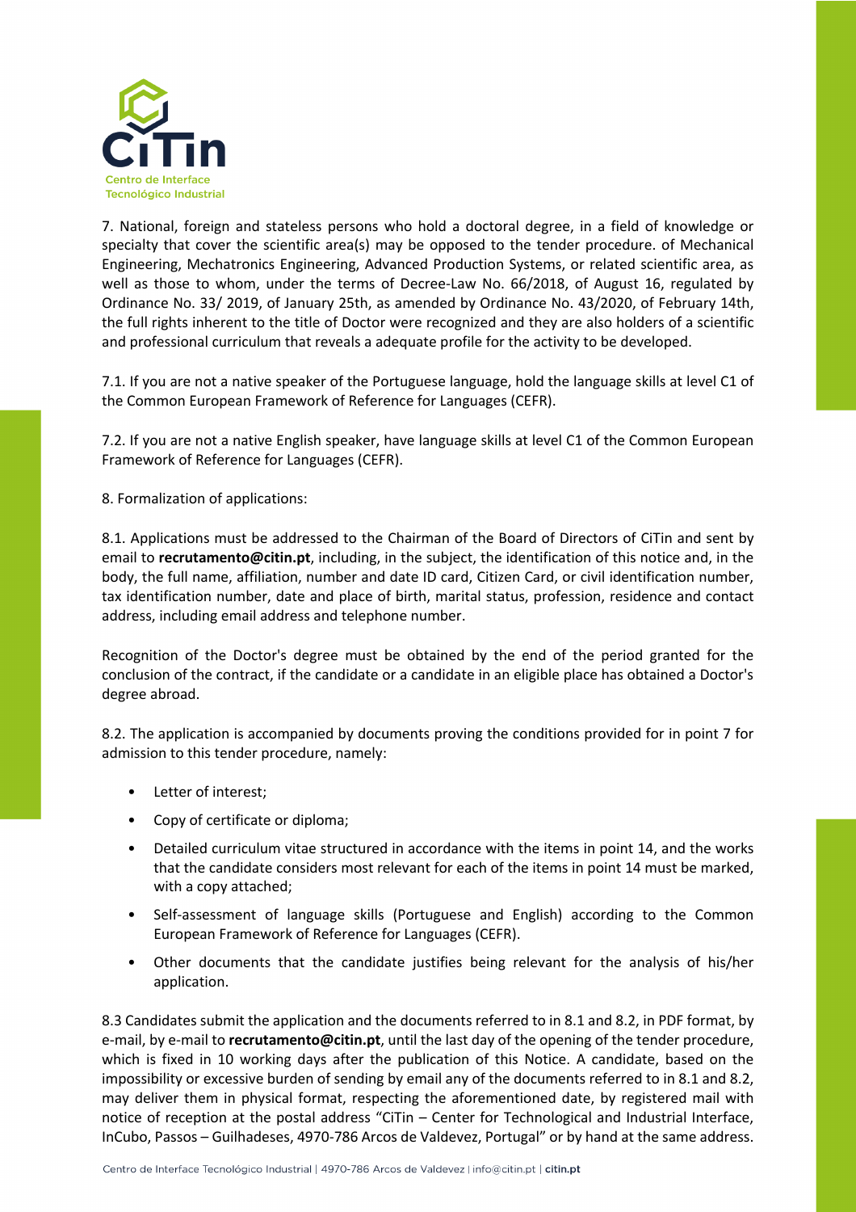7. National, foreign and stateless persons who hold a doctoral degree, in a field of knowledge or specialty that cover the scientific area(s) may be opposed to the tender procedure. of Mechanical Engineering, Mechatronics Engineering, Advanced Production Systems, or related scientific area, as well as those to whom, under the terms of Decree-Law No. 66/2018, of August 16, regulated by Ordinance No. 33/ 2019, of January 25th, as amended by Ordinance No. 43/2020, of February 14th, the full rights inherent to the title of Doctor were recognized and they are also holders of a scientific and professional curriculum that reveals a adequate profile for the activity to be developed.

7.1. If you are not a native speaker of the Portuguese language, hold the language skills at level C1 of the Common European Framework of Reference for Languages (CEFR).

7.2. If you are not a native English speaker, have language skills at level C1 of the Common European Framework of Reference for Languages (CEFR).

8. Formalization of applications:

8.1. Applications must be addressed to the Chairman of the Board of Directors of CiTin and sent by email to **recrutamento@citin.pt**, including, in the subject, the identification of this notice and, in the body, the full name, affiliation, number and date ID card, Citizen Card, or civil identification number, tax identification number, date and place of birth, marital status, profession, residence and contact address, including email address and telephone number.

Recognition of the Doctor's degree must be obtained by the end of the period granted for the conclusion of the contract, if the candidate or a candidate in an eligible place has obtained a Doctor's degree abroad.

8.2. The application is accompanied by documents proving the conditions provided for in point 7 for admission to this tender procedure, namely:

- Letter of interest;
- Copy of certificate or diploma;
- Detailed curriculum vitae structured in accordance with the items in point 14, and the works that the candidate considers most relevant for each of the items in point 14 must be marked, with a copy attached;
- Self-assessment of language skills (Portuguese and English) according to the Common European Framework of Reference for Languages (CEFR).
- Other documents that the candidate justifies being relevant for the analysis of his/her application.

8.3 Candidates submit the application and the documents referred to in 8.1 and 8.2, in PDF format, by e-mail, by e-mail to **recrutamento@citin.pt**, until the last day of the opening of the tender procedure, which is fixed in 10 working days after the publication of this Notice. A candidate, based on the impossibility or excessive burden of sending by email any of the documents referred to in 8.1 and 8.2, may deliver them in physical format, respecting the aforementioned date, by registered mail with notice of reception at the postal address "CiTin – Center for Technological and Industrial Interface, InCubo, Passos – Guilhadeses, 4970-786 Arcos de Valdevez, Portugal" or by hand at the same address.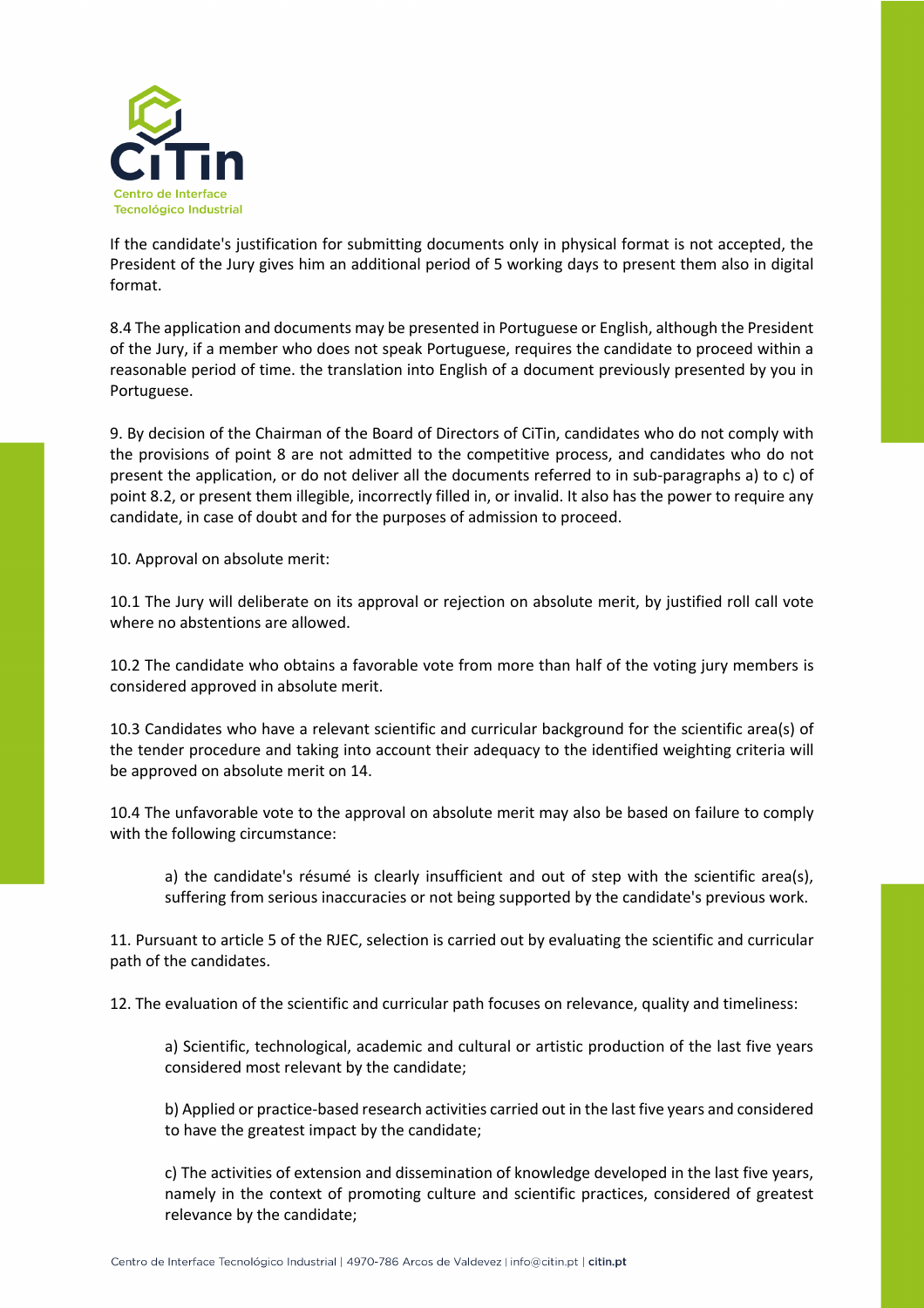If the candidate's justification for submitting documents only in physical format is not accepted, the President of the Jury gives him an additional period of 5 working days to present them also in digital format.

8.4 The application and documents may be presented in Portuguese or English, although the President of the Jury, if a member who does not speak Portuguese, requires the candidate to proceed within a reasonable period of time. the translation into English of a document previously presented by you in Portuguese.

9. By decision of the Chairman of the Board of Directors of CiTin, candidates who do not comply with the provisions of point 8 are not admitted to the competitive process, and candidates who do not present the application, or do not deliver all the documents referred to in sub-paragraphs a) to c) of point 8.2, or present them illegible, incorrectly filled in, or invalid. It also has the power to require any candidate, in case of doubt and for the purposes of admission to proceed.

10. Approval on absolute merit:

10.1 The Jury will deliberate on its approval or rejection on absolute merit, by justified roll call vote where no abstentions are allowed.

10.2 The candidate who obtains a favorable vote from more than half of the voting jury members is considered approved in absolute merit.

10.3 Candidates who have a relevant scientific and curricular background for the scientific area(s) of the tender procedure and taking into account their adequacy to the identified weighting criteria will be approved on absolute merit on 14.

10.4 The unfavorable vote to the approval on absolute merit may also be based on failure to comply with the following circumstance:

a) the candidate's résumé is clearly insufficient and out of step with the scientific area(s), suffering from serious inaccuracies or not being supported by the candidate's previous work.

11. Pursuant to article 5 of the RJEC, selection is carried out by evaluating the scientific and curricular path of the candidates.

12. The evaluation of the scientific and curricular path focuses on relevance, quality and timeliness:

a) Scientific, technological, academic and cultural or artistic production of the last five years considered most relevant by the candidate;

b) Applied or practice-based research activities carried out in the last five years and considered to have the greatest impact by the candidate;

c) The activities of extension and dissemination of knowledge developed in the last five years, namely in the context of promoting culture and scientific practices, considered of greatest relevance by the candidate;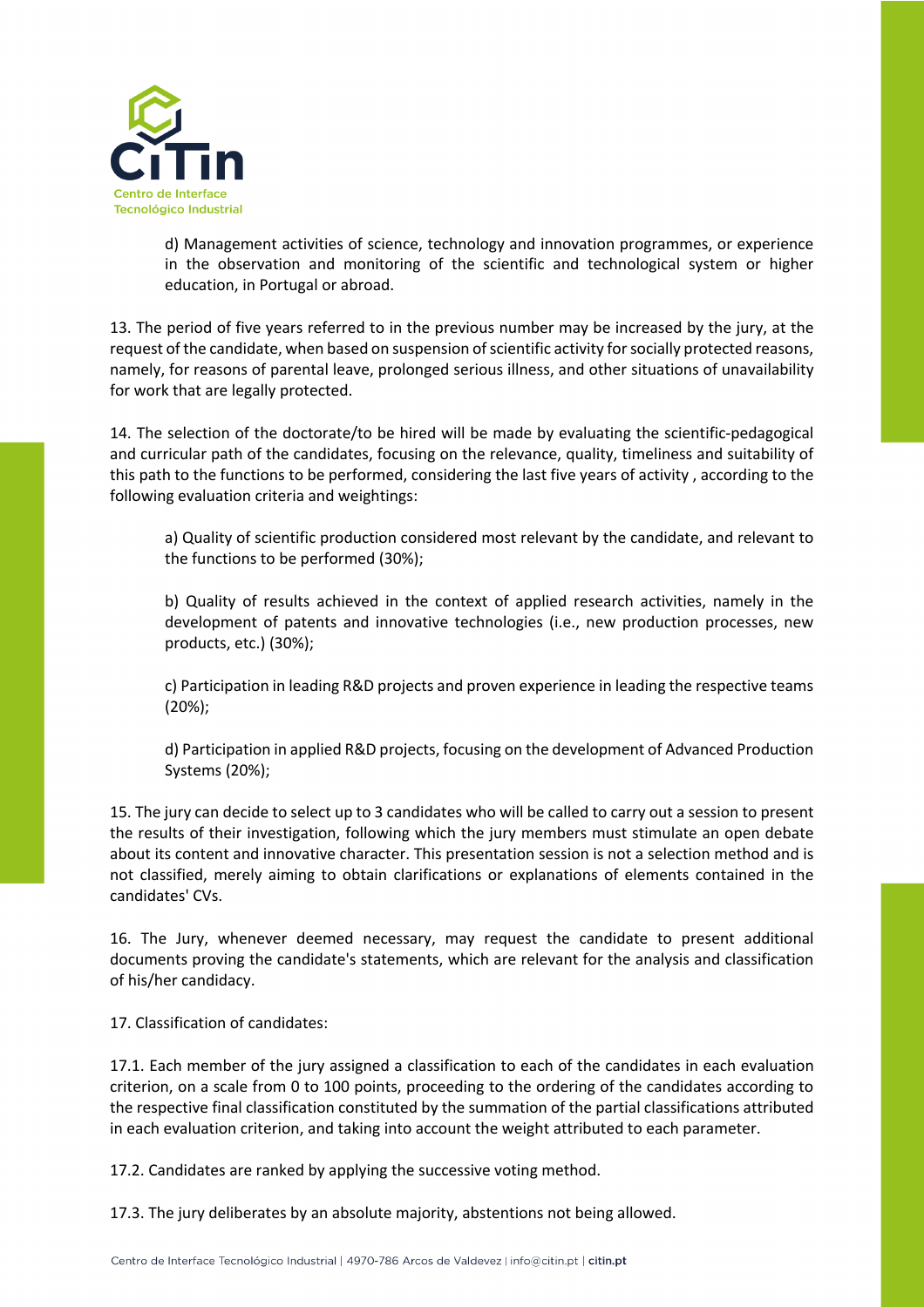d) Management activities of science, technology and innovation programmes, or experience in the observation and monitoring of the scientific and technological system or higher education, in Portugal or abroad.

13. The period of five years referred to in the previous number may be increased by the jury, at the request of the candidate, when based on suspension of scientific activity for socially protected reasons, namely, for reasons of parental leave, prolonged serious illness, and other situations of unavailability for work that are legally protected.

14. The selection of the doctorate/to be hired will be made by evaluating the scientific-pedagogical and curricular path of the candidates, focusing on the relevance, quality, timeliness and suitability of this path to the functions to be performed, considering the last five years of activity , according to the following evaluation criteria and weightings:

a) Quality of scientific production considered most relevant by the candidate, and relevant to the functions to be performed (30%);

b) Quality of results achieved in the context of applied research activities, namely in the development of patents and innovative technologies (i.e., new production processes, new products, etc.) (30%);

c) Participation in leading R&D projects and proven experience in leading the respective teams (20%);

d) Participation in applied R&D projects, focusing on the development of Advanced Production Systems (20%);

15. The jury can decide to select up to 3 candidates who will be called to carry out a session to present the results of their investigation, following which the jury members must stimulate an open debate about its content and innovative character. This presentation session is not a selection method and is not classified, merely aiming to obtain clarifications or explanations of elements contained in the candidates' CVs.

16. The Jury, whenever deemed necessary, may request the candidate to present additional documents proving the candidate's statements, which are relevant for the analysis and classification of his/her candidacy.

17. Classification of candidates:

17.1. Each member of the jury assigned a classification to each of the candidates in each evaluation criterion, on a scale from 0 to 100 points, proceeding to the ordering of the candidates according to the respective final classification constituted by the summation of the partial classifications attributed in each evaluation criterion, and taking into account the weight attributed to each parameter.

17.2. Candidates are ranked by applying the successive voting method.

17.3. The jury deliberates by an absolute majority, abstentions not being allowed.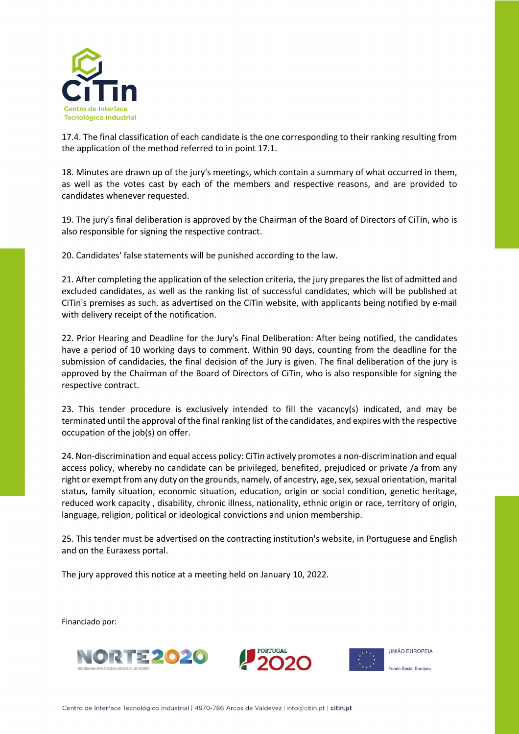17.4. The final classification of each candidate is the one corresponding to their ranking resulting from the application of the method referred to in point 17.1.

18. Minutes are drawn up of the jury's meetings, which contain a summary of what occurred in them, as well as the votes cast by each of the members and respective reasons, and are provided to candidates whenever requested.

19. The jury's final deliberation is approved by the Chairman of the Board of Directors of CiTin, who is also responsible for signing the respective contract.

20. Candidates' false statements will be punished according to the law.

21. After completing the application of the selection criteria, the jury prepares the list of admitted and excluded candidates, as well as the ranking list of successful candidates, which will be published at CiTin's premises as such. as advertised on the CiTin website, with applicants being notified by e-mail with delivery receipt of the notification.

22. Prior Hearing and Deadline for the Jury's Final Deliberation: After being notified, the candidates have a period of 10 working days to comment. Within 90 days, counting from the deadline for the submission of candidacies, the final decision of the Jury is given. The final deliberation of the jury is approved by the Chairman of the Board of Directors of CiTin, who is also responsible for signing the respective contract.

23. This tender procedure is exclusively intended to fill the vacancy(s) indicated, and may be terminated until the approval of the final ranking list of the candidates, and expires with the respective occupation of the job(s) on offer.

24. Non-discrimination and equal access policy: CiTin actively promotes a non-discrimination and equal access policy, whereby no candidate can be privileged, benefited, prejudiced or private /a from any right or exempt from any duty on the grounds, namely, of ancestry, age, sex, sexual orientation, marital status, family situation, economic situation, education, origin or social condition, genetic heritage, reduced work capacity , disability, chronic illness, nationality, ethnic origin or race, territory of origin, language, religion, political or ideological convictions and union membership.

25. This tender must be advertised on the contracting institution's website, in Portuguese and English and on the Euraxess portal.

The jury approved this notice at a meeting held on January 10, 2022.

Financiado por:

NORTE2020 PROGRAMA OPERACIONAL REGIONAL DO NORTE

PORTUGAL 2020

UNIÃO EUROPEIA Fundo Social Europeu